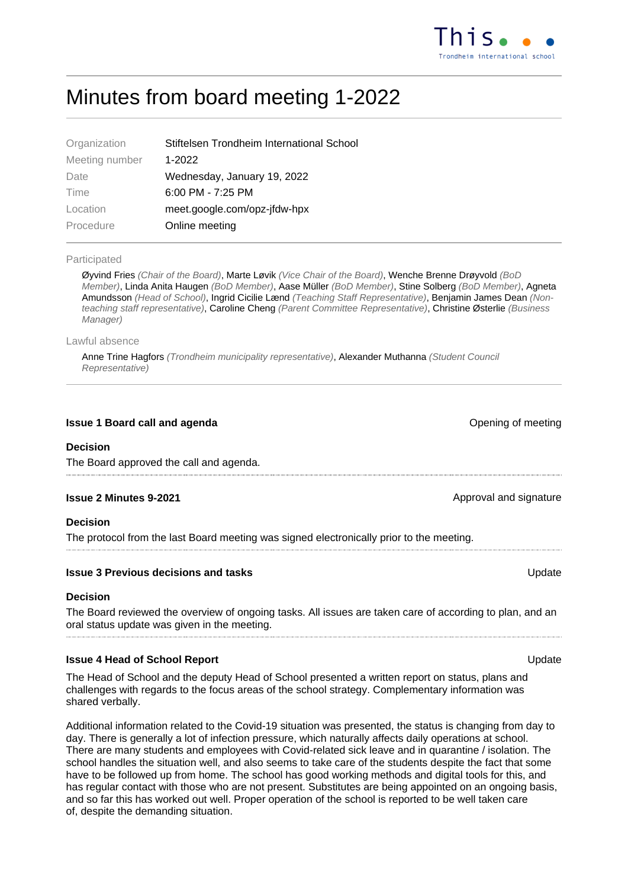# Minutes from board meeting 1-2022

| Organization | Stiftelsen Trondheim International School |
|---|---|
| Meeting number | 1-2022 |
| Date | Wednesday, January 19, 2022 |
| Time | 6:00 PM - 7:25 PM |
| Location | meet.google.com/opz-jfdw-hpx |
| Procedure | Online meeting |

**Participated**

Øyvind Fries *(Chair of the Board)*, Marte Løvik *(Vice Chair of the Board)*, Wenche Brenne Drøyvold *(BoD Member)*, Linda Anita Haugen *(BoD Member)*, Aase Müller *(BoD Member)*, Stine Solberg *(BoD Member)*, Agneta Amundsson *(Head of School)*, Ingrid Cicilie Lænd *(Teaching Staff Representative)*, Benjamin James Dean *(Non-teaching staff representative)*, Caroline Cheng *(Parent Committee Representative)*, Christine Østerlie *(Business Manager)*

**Lawful absence**

Anne Trine Hagfors *(Trondheim municipality representative)*, Alexander Muthanna *(Student Council Representative)*

---

### Issue 1 Board call and agenda

Opening of meeting

**Decision**

The Board approved the call and agenda.

---

### Issue 2 Minutes 9-2021

Approval and signature

**Decision**

The protocol from the last Board meeting was signed electronically prior to the meeting.

---

### Issue 3 Previous decisions and tasks

Update

**Decision**

The Board reviewed the overview of ongoing tasks. All issues are taken care of according to plan, and an oral status update was given in the meeting.

---

### Issue 4 Head of School Report

Update

The Head of School and the deputy Head of School presented a written report on status, plans and challenges with regards to the focus areas of the school strategy. Complementary information was shared verbally.

Additional information related to the Covid-19 situation was presented, the status is changing from day to day. There is generally a lot of infection pressure, which naturally affects daily operations at school. There are many students and employees with Covid-related sick leave and in quarantine / isolation. The school handles the situation well, and also seems to take care of the students despite the fact that some have to be followed up from home. The school has good working methods and digital tools for this, and has regular contact with those who are not present. Substitutes are being appointed on an ongoing basis, and so far this has worked out well. Proper operation of the school is reported to be well taken care of, despite the demanding situation.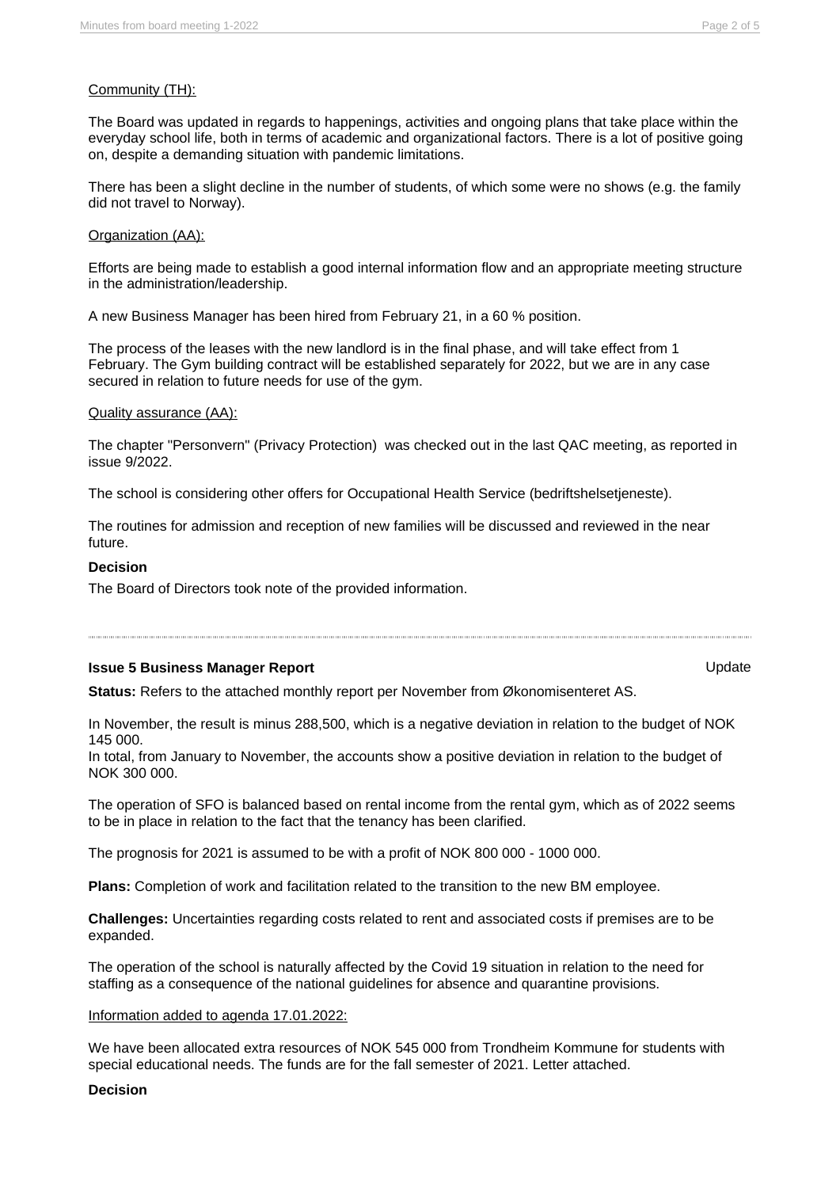Community (TH):

The Board was updated in regards to happenings, activities and ongoing plans that take place within the everyday school life, both in terms of academic and organizational factors. There is a lot of positive going on, despite a demanding situation with pandemic limitations.

There has been a slight decline in the number of students, of which some were no shows (e.g. the family did not travel to Norway).

Organization (AA):

Efforts are being made to establish a good internal information flow and an appropriate meeting structure in the administration/leadership.

A new Business Manager has been hired from February 21, in a 60 % position.

The process of the leases with the new landlord is in the final phase, and will take effect from 1 February. The Gym building contract will be established separately for 2022, but we are in any case secured in relation to future needs for use of the gym.

Quality assurance (AA):

The chapter "Personvern" (Privacy Protection) was checked out in the last QAC meeting, as reported in issue 9/2022.

The school is considering other offers for Occupational Health Service (bedriftshelsetjeneste).

The routines for admission and reception of new families will be discussed and reviewed in the near future.

**Decision**

The Board of Directors took note of the provided information.

---

**Issue 5 Business Manager Report** Update

**Status:** Refers to the attached monthly report per November from Økonomisenteret AS.

In November, the result is minus 288,500, which is a negative deviation in relation to the budget of NOK 145 000.
In total, from January to November, the accounts show a positive deviation in relation to the budget of NOK 300 000.

The operation of SFO is balanced based on rental income from the rental gym, which as of 2022 seems to be in place in relation to the fact that the tenancy has been clarified.

The prognosis for 2021 is assumed to be with a profit of NOK 800 000 - 1000 000.

**Plans:** Completion of work and facilitation related to the transition to the new BM employee.

**Challenges:** Uncertainties regarding costs related to rent and associated costs if premises are to be expanded.

The operation of the school is naturally affected by the Covid 19 situation in relation to the need for staffing as a consequence of the national guidelines for absence and quarantine provisions.

Information added to agenda 17.01.2022:

We have been allocated extra resources of NOK 545 000 from Trondheim Kommune for students with special educational needs. The funds are for the fall semester of 2021. Letter attached.

**Decision**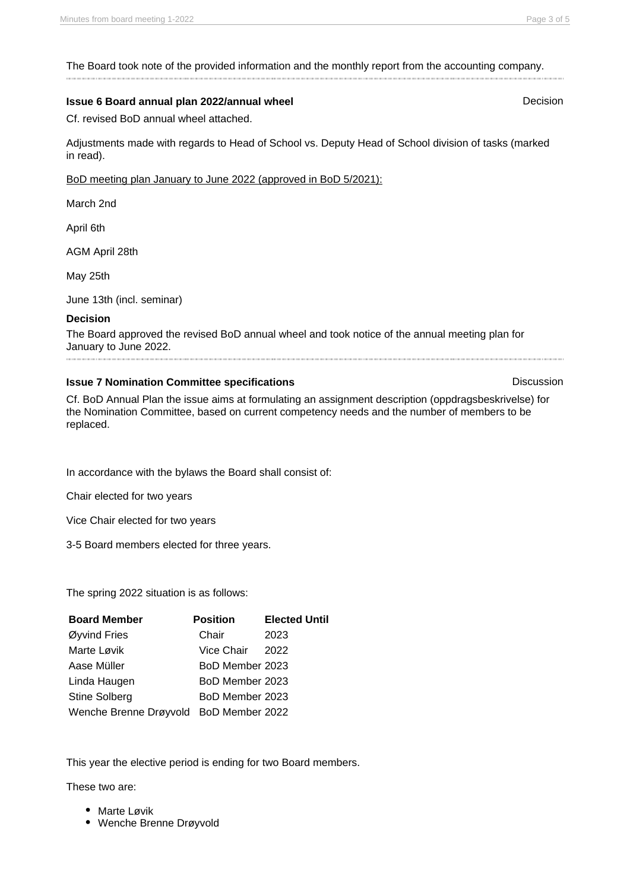The Board took note of the provided information and the monthly report from the accounting company.

---

**Issue 6 Board annual plan 2022/annual wheel** Decision

Cf. revised BoD annual wheel attached.

Adjustments made with regards to Head of School vs. Deputy Head of School division of tasks (marked in read).

<u>BoD meeting plan January to June 2022 (approved in BoD 5/2021):</u>

March 2nd

April 6th

AGM April 28th

May 25th

June 13th (incl. seminar)

**Decision**

The Board approved the revised BoD annual wheel and took notice of the annual meeting plan for January to June 2022.

---

**Issue 7 Nomination Committee specifications** Discussion

Cf. BoD Annual Plan the issue aims at formulating an assignment description (oppdragsbeskrivelse) for the Nomination Committee, based on current competency needs and the number of members to be replaced.

In accordance with the bylaws the Board shall consist of:

Chair elected for two years

Vice Chair elected for two years

3-5 Board members elected for three years.

The spring 2022 situation is as follows:

| Board Member | Position | Elected Until |
|---|---|---|
| Øyvind Fries | Chair | 2023 |
| Marte Løvik | Vice Chair | 2022 |
| Aase Müller | BoD Member | 2023 |
| Linda Haugen | BoD Member | 2023 |
| Stine Solberg | BoD Member | 2023 |
| Wenche Brenne Drøyvold | BoD Member | 2022 |

This year the elective period is ending for two Board members.

These two are:

- Marte Løvik
- Wenche Brenne Drøyvold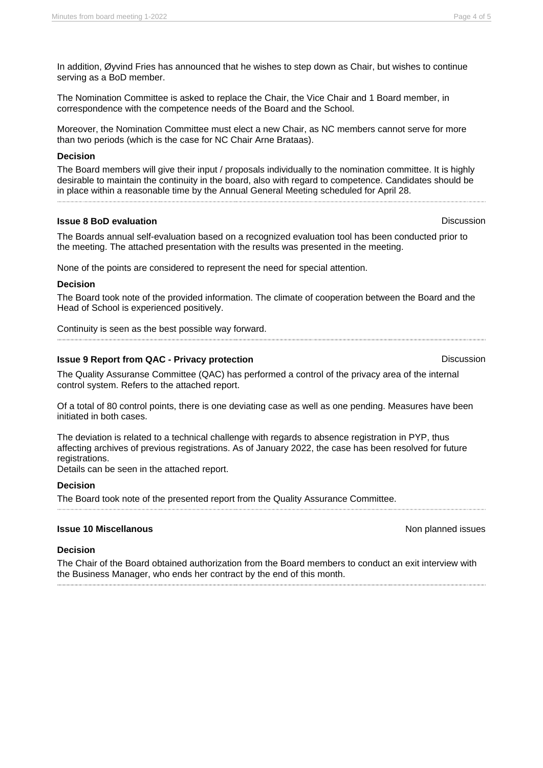In addition, Øyvind Fries has announced that he wishes to step down as Chair, but wishes to continue serving as a BoD member.

The Nomination Committee is asked to replace the Chair, the Vice Chair and 1 Board member, in correspondence with the competence needs of the Board and the School.

Moreover, the Nomination Committee must elect a new Chair, as NC members cannot serve for more than two periods (which is the case for NC Chair Arne Brataas).

**Decision**

The Board members will give their input / proposals individually to the nomination committee. It is highly desirable to maintain the continuity in the board, also with regard to competence. Candidates should be in place within a reasonable time by the Annual General Meeting scheduled for April 28.

---

**Issue 8 BoD evaluation** — Discussion

The Boards annual self-evaluation based on a recognized evaluation tool has been conducted prior to the meeting. The attached presentation with the results was presented in the meeting.

None of the points are considered to represent the need for special attention.

**Decision**

The Board took note of the provided information. The climate of cooperation between the Board and the Head of School is experienced positively.

Continuity is seen as the best possible way forward.

---

**Issue 9 Report from QAC - Privacy protection** — Discussion

The Quality Assuranse Committee (QAC) has performed a control of the privacy area of the internal control system. Refers to the attached report.

Of a total of 80 control points, there is one deviating case as well as one pending. Measures have been initiated in both cases.

The deviation is related to a technical challenge with regards to absence registration in PYP, thus affecting archives of previous registrations. As of January 2022, the case has been resolved for future registrations.
Details can be seen in the attached report.

**Decision**

The Board took note of the presented report from the Quality Assurance Committee.

---

**Issue 10 Miscellanous** — Non planned issues

**Decision**

The Chair of the Board obtained authorization from the Board members to conduct an exit interview with the Business Manager, who ends her contract by the end of this month.

---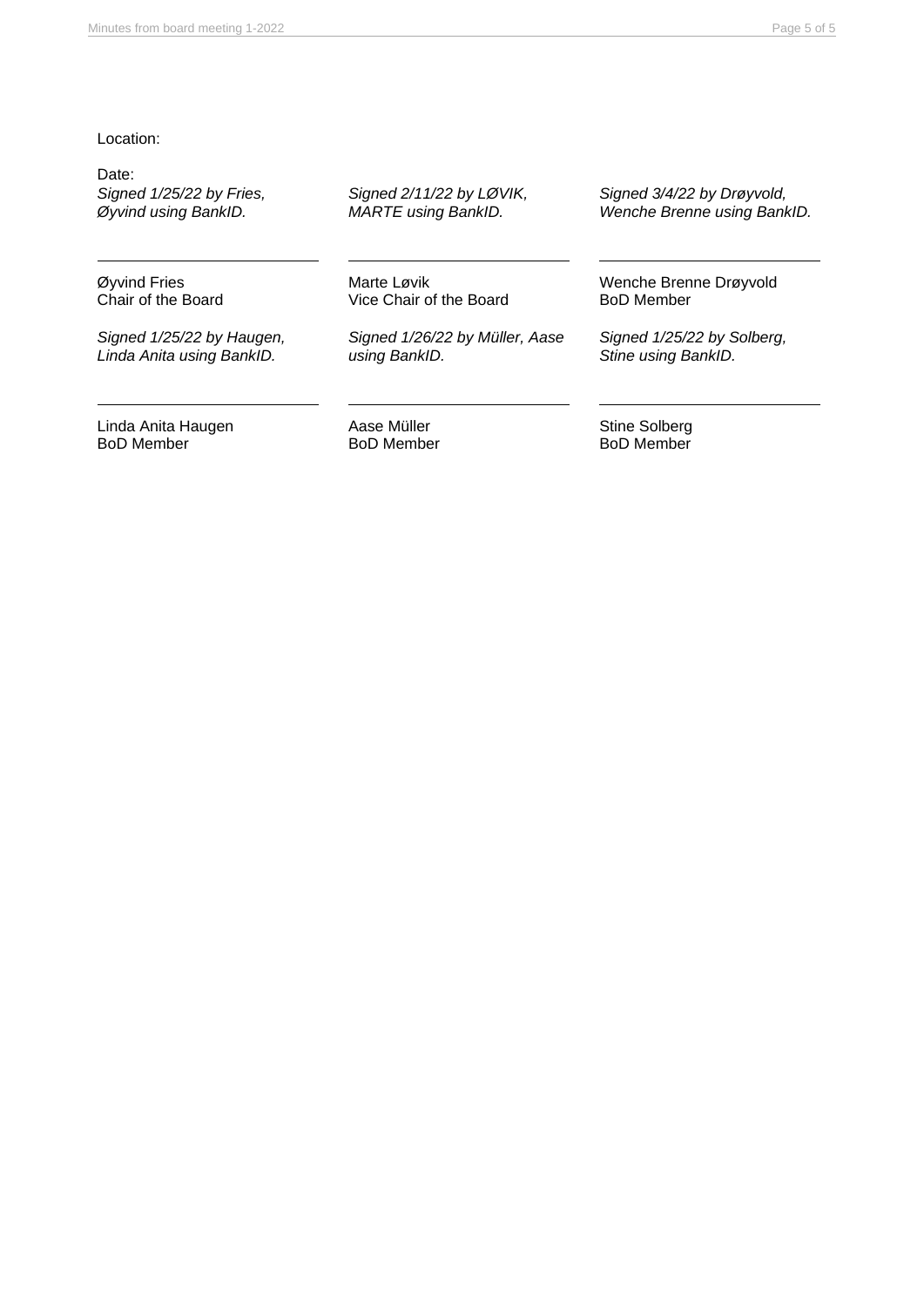Location:

Date:

| | | |
|---|---|---|
| *Signed 1/25/22 by Fries, Øyvind using BankID.* | *Signed 2/11/22 by LØVIK, MARTE using BankID.* | *Signed 3/4/22 by Drøyvold, Wenche Brenne using BankID.* |
| Øyvind Fries<br>Chair of the Board | Marte Løvik<br>Vice Chair of the Board | Wenche Brenne Drøyvold<br>BoD Member |
| *Signed 1/25/22 by Haugen, Linda Anita using BankID.* | *Signed 1/26/22 by Müller, Aase using BankID.* | *Signed 1/25/22 by Solberg, Stine using BankID.* |
| Linda Anita Haugen<br>BoD Member | Aase Müller<br>BoD Member | Stine Solberg<br>BoD Member |